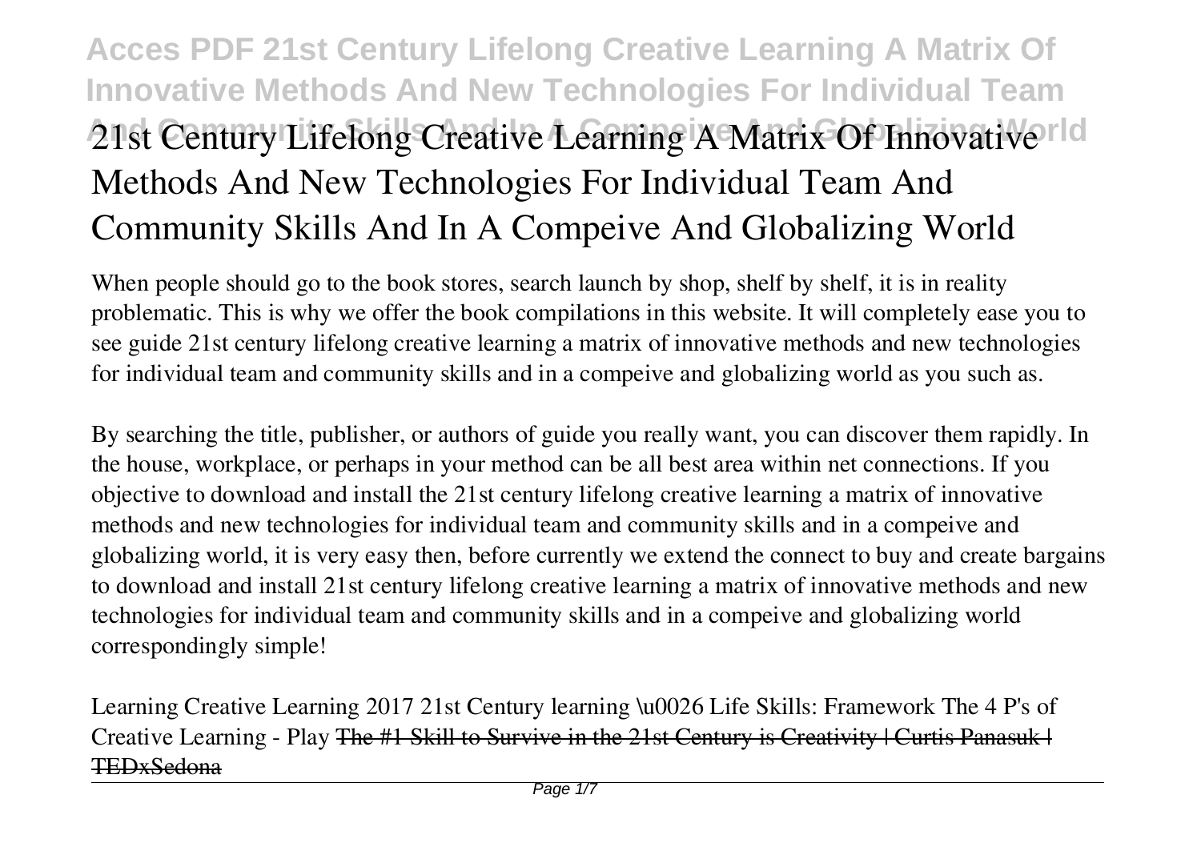# 21st Century Lifelong Creative Learning A Matrix Of Innovative Methods And New Technologies For Individual Team And Community Skills And In A Compeive And Globalizing World

When people should go to the book stores, search launch by shop, shelf by shelf, it is in reality problematic. This is why we offer the book compilations in this website. It will completely ease you to see guide 21st century lifelong creative learning a matrix of innovative methods and new technologies for individual team and community skills and in a compeive and globalizing world as you such as.

By searching the title, publisher, or authors of guide you really want, you can discover them rapidly. In the house, workplace, or perhaps in your method can be all best area within net connections. If you objective to download and install the 21st century lifelong creative learning a matrix of innovative methods and new technologies for individual team and community skills and in a compeive and globalizing world, it is very easy then, before currently we extend the connect to buy and create bargains to download and install 21st century lifelong creative learning a matrix of innovative methods and new technologies for individual team and community skills and in a compeive and globalizing world correspondingly simple!

*Learning Creative Learning 2017* *21st Century learning \u0026 Life Skills: Framework* *The 4 P's of Creative Learning - Play* ~~The #1 Skill to Survive in the 21st Century is Creativity | Curtis Panasuk | TEDxSedona~~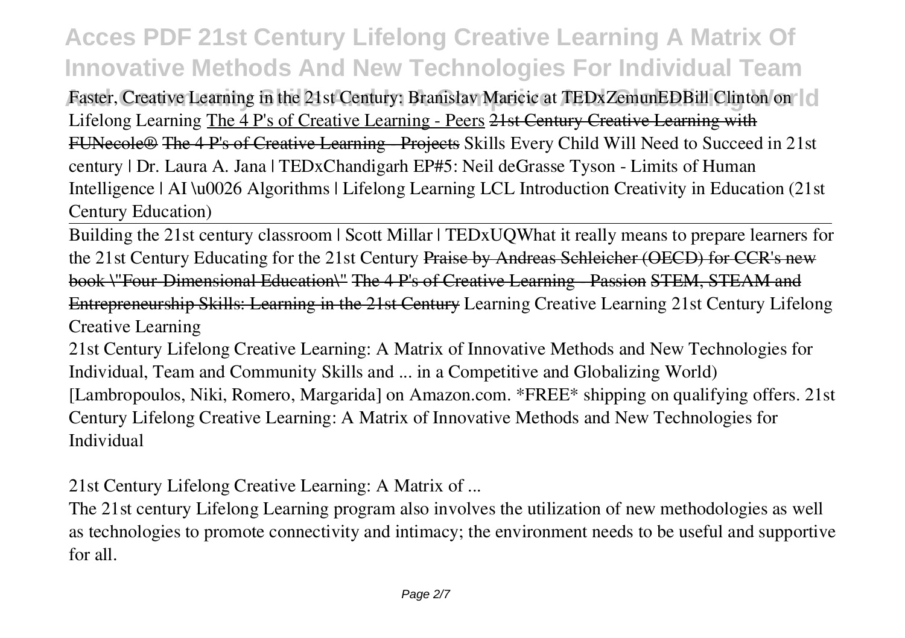Faster, Creative Learning in the 21st Century: Branislav Maricic at TEDxZemunEDBill Clinton on Lifelong Learning The 4 P's of Creative Learning - Peers ~~21st Century Creative Learning with FUNecole®~~ ~~The 4 P's of Creative Learning - Projects~~ Skills Every Child Will Need to Succeed in 21st century | Dr. Laura A. Jana | TEDxChandigarh EP#5: Neil deGrasse Tyson - Limits of Human Intelligence | AI \u0026 Algorithms | Lifelong Learning LCL Introduction Creativity in Education (21st Century Education)

Building the 21st century classroom | Scott Millar | TEDxUQWhat it really means to prepare learners for the 21st Century Educating for the 21st Century ~~Praise by Andreas Schleicher (OECD) for CCR's new book \"Four-Dimensional Education\"~~ ~~The 4 P's of Creative Learning - Passion~~ ~~STEM, STEAM and Entrepreneurship Skills: Learning in the 21st Century~~ Learning Creative Learning 21st Century Lifelong Creative Learning

21st Century Lifelong Creative Learning: A Matrix of Innovative Methods and New Technologies for Individual, Team and Community Skills and ... in a Competitive and Globalizing World) [Lambropoulos, Niki, Romero, Margarida] on Amazon.com. *FREE* shipping on qualifying offers. 21st Century Lifelong Creative Learning: A Matrix of Innovative Methods and New Technologies for Individual

21st Century Lifelong Creative Learning: A Matrix of ...

The 21st century Lifelong Learning program also involves the utilization of new methodologies as well as technologies to promote connectivity and intimacy; the environment needs to be useful and supportive for all.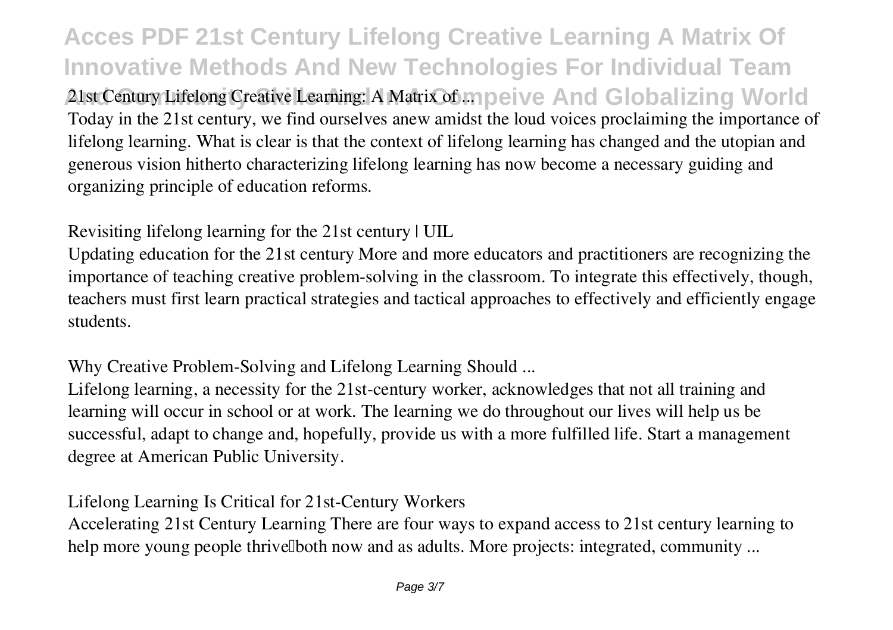**21st Century Lifelong Creative Learning: A Matrix of ...**

Today in the 21st century, we find ourselves anew amidst the loud voices proclaiming the importance of lifelong learning. What is clear is that the context of lifelong learning has changed and the utopian and generous vision hitherto characterizing lifelong learning has now become a necessary guiding and organizing principle of education reforms.

**Revisiting lifelong learning for the 21st century | UIL**

Updating education for the 21st century More and more educators and practitioners are recognizing the importance of teaching creative problem-solving in the classroom. To integrate this effectively, though, teachers must first learn practical strategies and tactical approaches to effectively and efficiently engage students.

**Why Creative Problem-Solving and Lifelong Learning Should ...**

Lifelong learning, a necessity for the 21st-century worker, acknowledges that not all training and learning will occur in school or at work. The learning we do throughout our lives will help us be successful, adapt to change and, hopefully, provide us with a more fulfilled life. Start a management degree at American Public University.

**Lifelong Learning Is Critical for 21st-Century Workers**

Accelerating 21st Century Learning There are four ways to expand access to 21st century learning to help more young people thrive—both now and as adults. More projects: integrated, community ...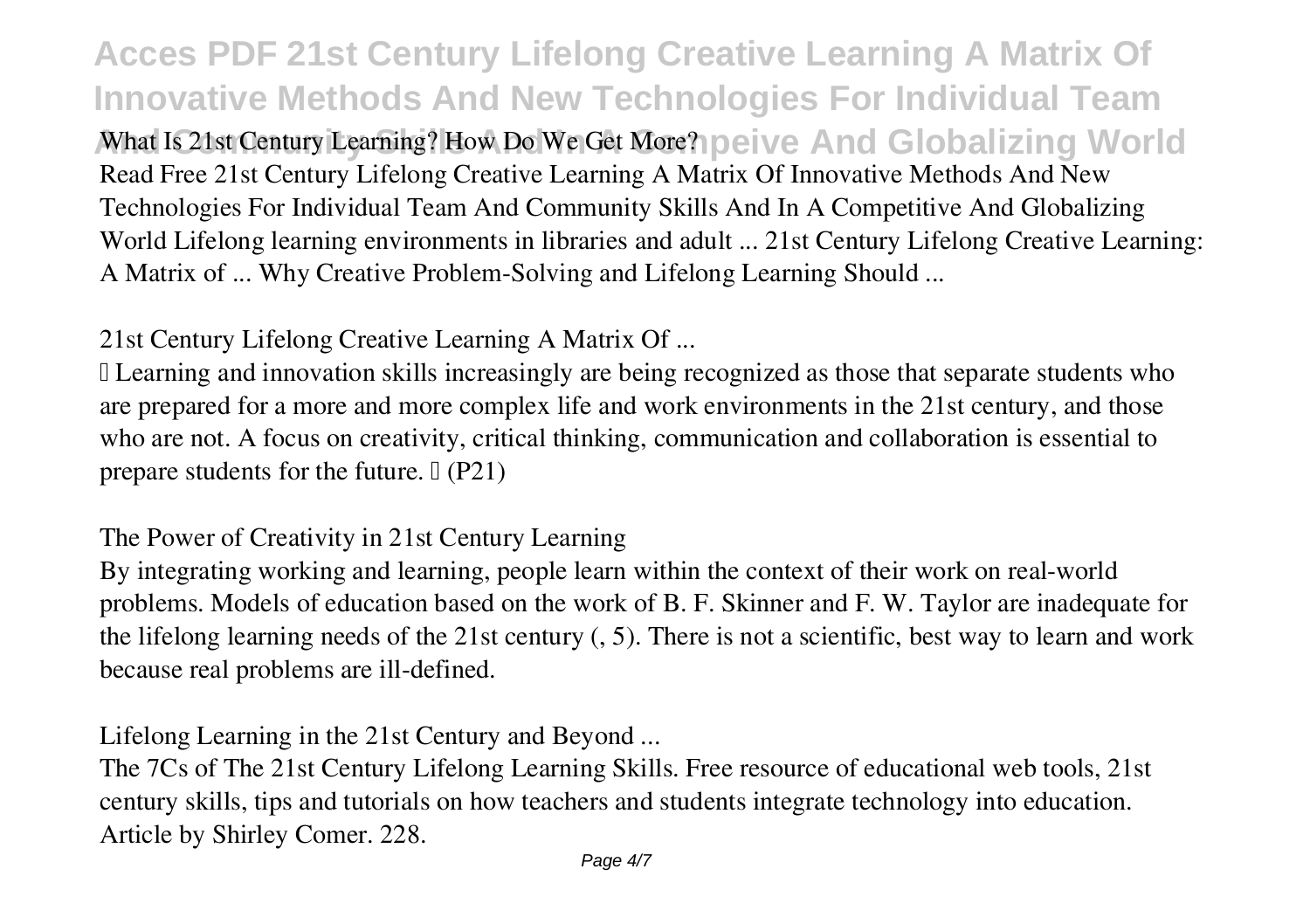What Is 21st Century Learning? How Do We Get More?

Read Free 21st Century Lifelong Creative Learning A Matrix Of Innovative Methods And New Technologies For Individual Team And Community Skills And In A Competitive And Globalizing World Lifelong learning environments in libraries and adult ... 21st Century Lifelong Creative Learning: A Matrix of ... Why Creative Problem-Solving and Lifelong Learning Should ...

## 21st Century Lifelong Creative Learning A Matrix Of ...

" Learning and innovation skills increasingly are being recognized as those that separate students who are prepared for a more and more complex life and work environments in the 21st century, and those who are not. A focus on creativity, critical thinking, communication and collaboration is essential to prepare students for the future. " (P21)

## The Power of Creativity in 21st Century Learning

By integrating working and learning, people learn within the context of their work on real-world problems. Models of education based on the work of B. F. Skinner and F. W. Taylor are inadequate for the lifelong learning needs of the 21st century (, 5). There is not a scientific, best way to learn and work because real problems are ill-defined.

## Lifelong Learning in the 21st Century and Beyond ...

The 7Cs of The 21st Century Lifelong Learning Skills. Free resource of educational web tools, 21st century skills, tips and tutorials on how teachers and students integrate technology into education. Article by Shirley Comer. 228.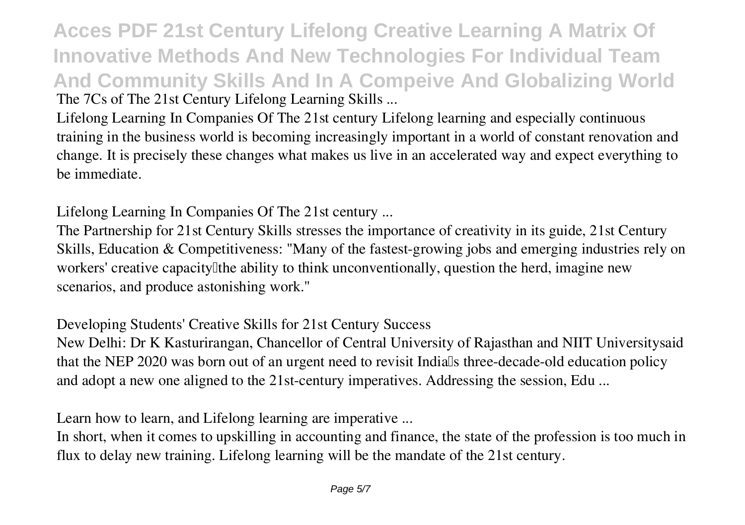**The 7Cs of The 21st Century Lifelong Learning Skills ...**

Lifelong Learning In Companies Of The 21st century Lifelong learning and especially continuous training in the business world is becoming increasingly important in a world of constant renovation and change. It is precisely these changes what makes us live in an accelerated way and expect everything to be immediate.

**Lifelong Learning In Companies Of The 21st century ...**

The Partnership for 21st Century Skills stresses the importance of creativity in its guide, 21st Century Skills, Education & Competitiveness: "Many of the fastest-growing jobs and emerging industries rely on workers' creative capacity—the ability to think unconventionally, question the herd, imagine new scenarios, and produce astonishing work."

**Developing Students' Creative Skills for 21st Century Success**

New Delhi: Dr K Kasturirangan, Chancellor of Central University of Rajasthan and NIIT Universitysaid that the NEP 2020 was born out of an urgent need to revisit India's three-decade-old education policy and adopt a new one aligned to the 21st-century imperatives. Addressing the session, Edu ...

**Learn how to learn, and Lifelong learning are imperative ...**

In short, when it comes to upskilling in accounting and finance, the state of the profession is too much in flux to delay new training. Lifelong learning will be the mandate of the 21st century.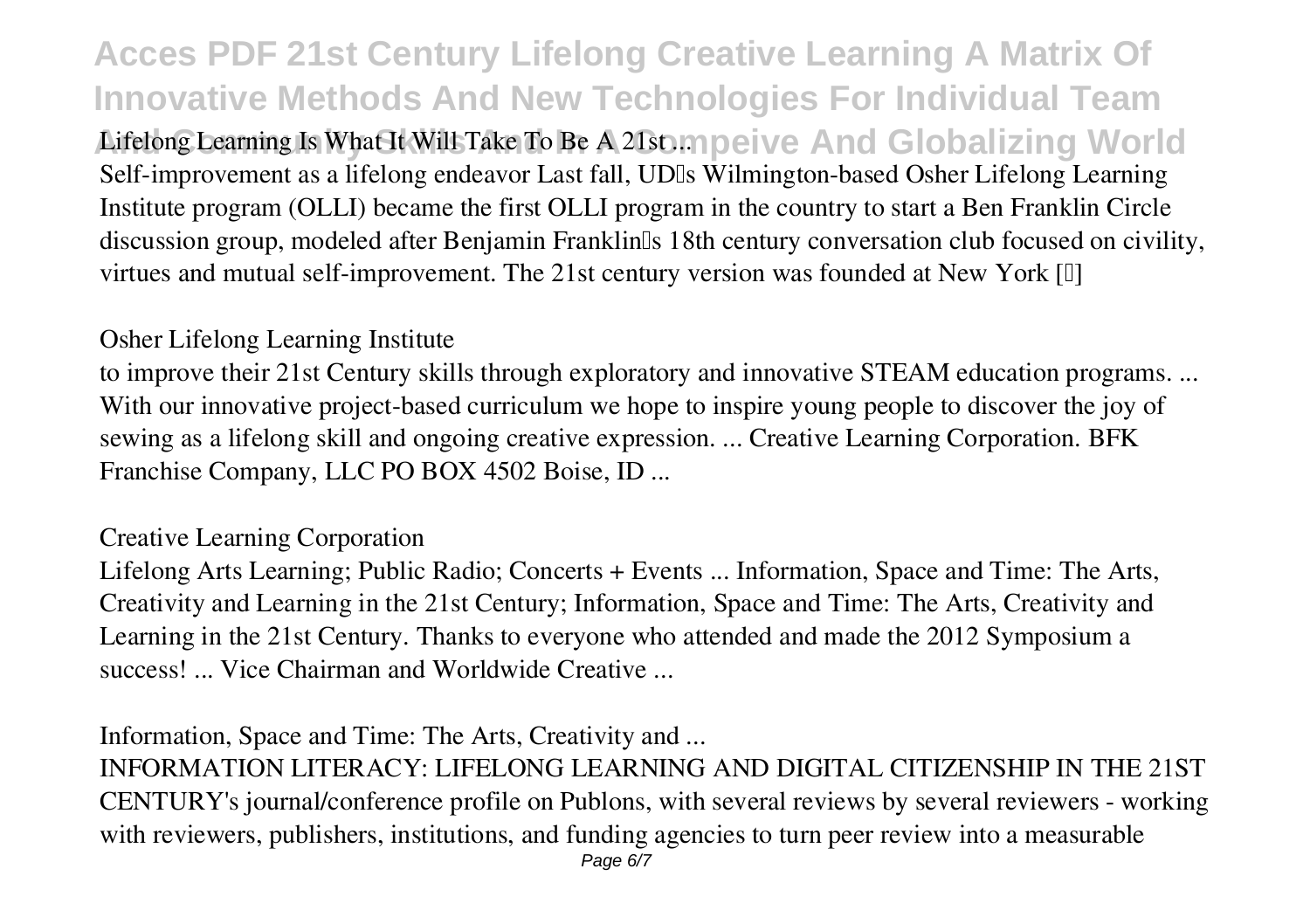Lifelong Learning Is What It Will Take To Be A 21st ...

Self-improvement as a lifelong endeavor Last fall, UD's Wilmington-based Osher Lifelong Learning Institute program (OLLI) became the first OLLI program in the country to start a Ben Franklin Circle discussion group, modeled after Benjamin Franklin's 18th century conversation club focused on civility, virtues and mutual self-improvement. The 21st century version was founded at New York […]

## Osher Lifelong Learning Institute

to improve their 21st Century skills through exploratory and innovative STEAM education programs. ... With our innovative project-based curriculum we hope to inspire young people to discover the joy of sewing as a lifelong skill and ongoing creative expression. ... Creative Learning Corporation. BFK Franchise Company, LLC PO BOX 4502 Boise, ID ...

## Creative Learning Corporation

Lifelong Arts Learning; Public Radio; Concerts + Events ... Information, Space and Time: The Arts, Creativity and Learning in the 21st Century; Information, Space and Time: The Arts, Creativity and Learning in the 21st Century. Thanks to everyone who attended and made the 2012 Symposium a success! ... Vice Chairman and Worldwide Creative ...

## Information, Space and Time: The Arts, Creativity and ...

INFORMATION LITERACY: LIFELONG LEARNING AND DIGITAL CITIZENSHIP IN THE 21ST CENTURY's journal/conference profile on Publons, with several reviews by several reviewers - working with reviewers, publishers, institutions, and funding agencies to turn peer review into a measurable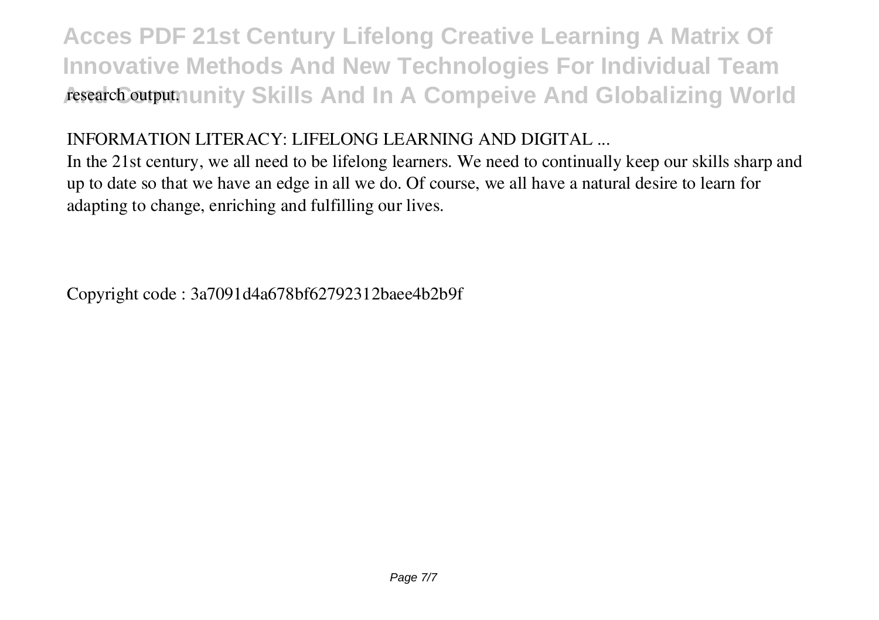research output.

INFORMATION LITERACY: LIFELONG LEARNING AND DIGITAL ...

In the 21st century, we all need to be lifelong learners. We need to continually keep our skills sharp and up to date so that we have an edge in all we do. Of course, we all have a natural desire to learn for adapting to change, enriching and fulfilling our lives.

Copyright code : 3a7091d4a678bf62792312baee4b2b9f